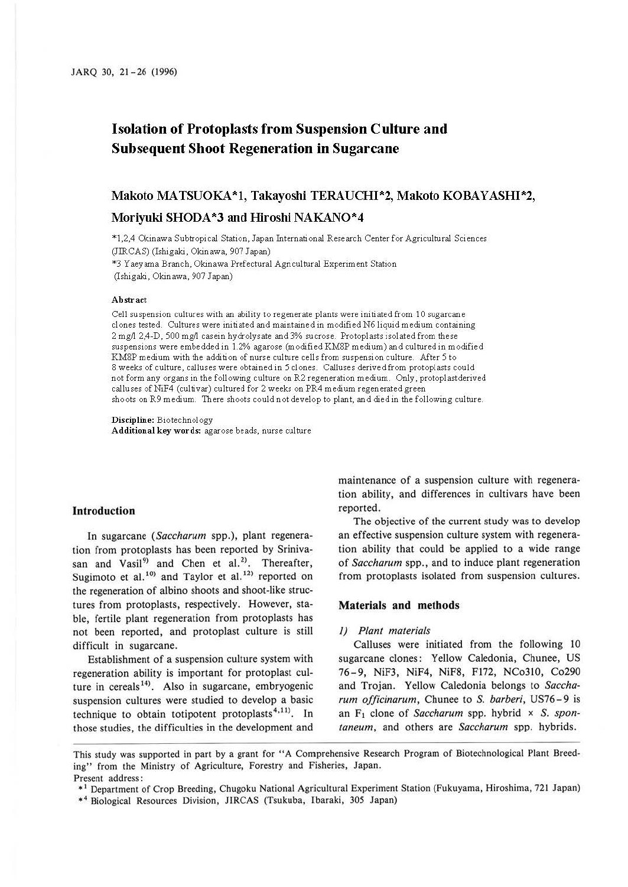# Isolation of Protoplasts from Suspension Culture and Subsequent Shoot Regeneration in Sugarcane

**Makoto MATSUOKA*1, Takayoshi TERAUCHI*2, Makoto KOBAYASHI*2, Moriyuki SHODA*3 and Hiroshi NAKANO*4**

*1,2,4 Okinawa Subtropical Station, Japan International Research Center for Agricultural Sciences (JIRCAS) (Ishigaki, Okinawa, 907 Japan)

*3 Yaeyama Branch, Okinawa Prefectural Agricultural Experiment Station (Ishigaki, Okinawa, 907 Japan)

**Abstract**

Cell suspension cultures with an ability to regenerate plants were initiated from 10 sugarcane clones tested. Cultures were initiated and maintained in modified N6 liquid medium containing 2 mg/l 2,4-D, 500 mg/l casein hydrolysate and 3% sucrose. Protoplasts isolated from these suspensions were embedded in 1.2% agarose (modified KM8P medium) and cultured in modified KM8P medium with the addition of nurse culture cells from suspension culture. After 5 to 8 weeks of culture, calluses were obtained in 5 clones. Calluses derived from protoplasts could not form any organs in the following culture on R2 regeneration medium. Only, protoplastderived calluses of NiF4 (cultivar) cultured for 2 weeks on PR4 medium regenerated green shoots on R9 medium. There shoots could not develop to plant, and died in the following culture.

**Discipline:** Biotechnology
**Additional key words:** agarose beads, nurse culture

## Introduction

In sugarcane (*Saccharum* spp.), plant regeneration from protoplasts has been reported by Srinivasan and Vasil[9] and Chen et al.[2]. Thereafter, Sugimoto et al.[10] and Taylor et al.[12] reported on the regeneration of albino shoots and shoot-like structures from protoplasts, respectively. However, stable, fertile plant regeneration from protoplasts has not been reported, and protoplast culture is still difficult in sugarcane.

Establishment of a suspension culture system with regeneration ability is important for protoplast culture in cereals[14]. Also in sugarcane, embryogenic suspension cultures were studied to develop a basic technique to obtain totipotent protoplasts[4,11]. In those studies, the difficulties in the development and maintenance of a suspension culture with regeneration ability, and differences in cultivars have been reported.

The objective of the current study was to develop an effective suspension culture system with regeneration ability that could be applied to a wide range of *Saccharum* spp., and to induce plant regeneration from protoplasts isolated from suspension cultures.

## Materials and methods

### 1) Plant materials

Calluses were initiated from the following 10 sugarcane clones: Yellow Caledonia, Chunee, US 76-9, NiF3, NiF4, NiF8, F172, NCo310, Co290 and Trojan. Yellow Caledonia belongs to *Saccharum officinarum*, Chunee to *S. barberi*, US76-9 is an $F_1$ clone of *Saccharum* spp. hybrid × *S. spontaneum*, and others are *Saccharum* spp. hybrids.

---

This study was supported in part by a grant for "A Comprehensive Research Program of Biotechnological Plant Breeding" from the Ministry of Agriculture, Forestry and Fisheries, Japan.

Present address:

*1 Department of Crop Breeding, Chugoku National Agricultural Experiment Station (Fukuyama, Hiroshima, 721 Japan)

*4 Biological Resources Division, JIRCAS (Tsukuba, Ibaraki, 305 Japan)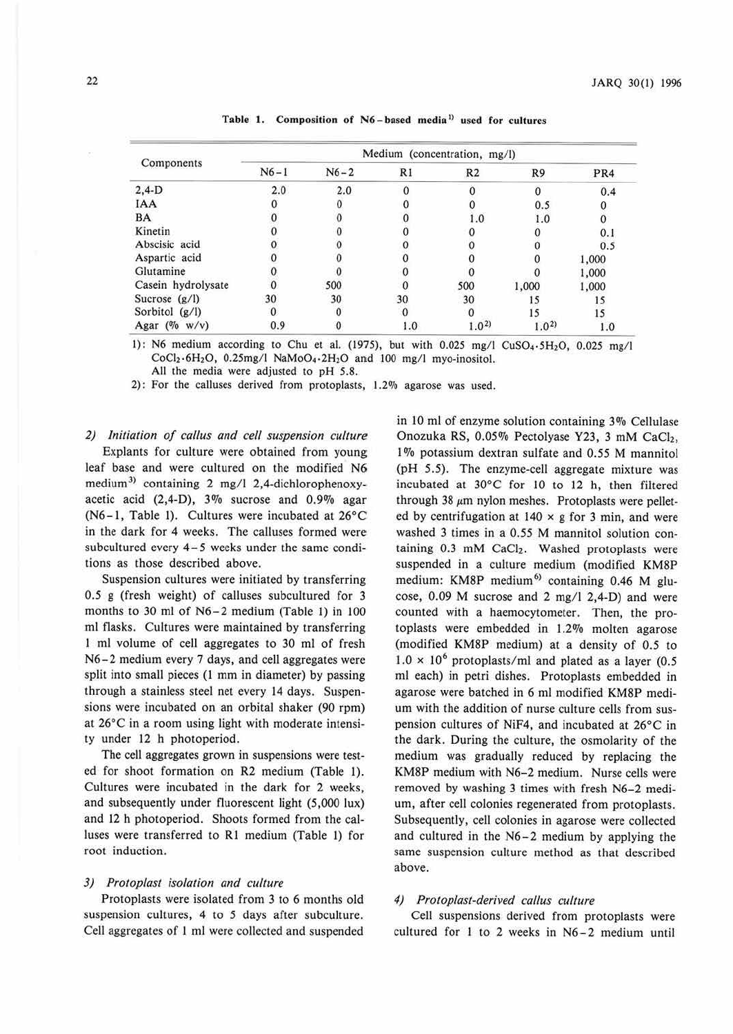**Table 1. Composition of N6-based media[1)] used for cultures**

| Components | Medium (concentration, mg/l) | | | | | |
|---|---|---|---|---|---|---|
| | N6-1 | N6-2 | R1 | R2 | R9 | PR4 |
| 2,4-D | 2.0 | 2.0 | 0 | 0 | 0 | 0.4 |
| IAA | 0 | 0 | 0 | 0 | 0.5 | 0 |
| BA | 0 | 0 | 0 | 1.0 | 1.0 | 0 |
| Kinetin | 0 | 0 | 0 | 0 | 0 | 0.1 |
| Abscisic acid | 0 | 0 | 0 | 0 | 0 | 0.5 |
| Aspartic acid | 0 | 0 | 0 | 0 | 0 | 1,000 |
| Glutamine | 0 | 0 | 0 | 0 | 0 | 1,000 |
| Casein hydrolysate | 0 | 500 | 0 | 500 | 1,000 | 1,000 |
| Sucrose (g/l) | 30 | 30 | 30 | 30 | 15 | 15 |
| Sorbitol (g/l) | 0 | 0 | 0 | 0 | 15 | 15 |
| Agar (% w/v) | 0.9 | 0 | 1.0 | 1.0[2)] | 1.0[2)] | 1.0 |

1): N6 medium according to Chu et al. (1975), but with 0.025 mg/l $CuSO_4 \cdot 5H_2O$, 0.025 mg/l $CoCl_2 \cdot 6H_2O$, 0.25mg/l $NaMoO_4 \cdot 2H_2O$ and 100 mg/l myo-inositol.
All the media were adjusted to pH 5.8.

2): For the calluses derived from protoplasts, 1.2% agarose was used.

### 2) *Initiation of callus and cell suspension culture*

Explants for culture were obtained from young leaf base and were cultured on the modified N6 medium[3)] containing 2 mg/l 2,4-dichlorophenoxyacetic acid (2,4-D), 3% sucrose and 0.9% agar (N6-1, Table 1). Cultures were incubated at 26°C in the dark for 4 weeks. The calluses formed were subcultured every 4-5 weeks under the same conditions as those described above.

Suspension cultures were initiated by transferring 0.5 g (fresh weight) of calluses subcultured for 3 months to 30 ml of N6-2 medium (Table 1) in 100 ml flasks. Cultures were maintained by transferring 1 ml volume of cell aggregates to 30 ml of fresh N6-2 medium every 7 days, and cell aggregates were split into small pieces (1 mm in diameter) by passing through a stainless steel net every 14 days. Suspensions were incubated on an orbital shaker (90 rpm) at 26°C in a room using light with moderate intensity under 12 h photoperiod.

The cell aggregates grown in suspensions were tested for shoot formation on R2 medium (Table 1). Cultures were incubated in the dark for 2 weeks, and subsequently under fluorescent light (5,000 lux) and 12 h photoperiod. Shoots formed from the calluses were transferred to R1 medium (Table 1) for root induction.

### 3) *Protoplast isolation and culture*

Protoplasts were isolated from 3 to 6 months old suspension cultures, 4 to 5 days after subculture. Cell aggregates of 1 ml were collected and suspended in 10 ml of enzyme solution containing 3% Cellulase Onozuka RS, 0.05% Pectolyase Y23, 3 mM $CaCl_2$, 1% potassium dextran sulfate and 0.55 M mannitol (pH 5.5). The enzyme-cell aggregate mixture was incubated at 30°C for 10 to 12 h, then filtered through 38 μm nylon meshes. Protoplasts were pelleted by centrifugation at 140 × g for 3 min, and were washed 3 times in a 0.55 M mannitol solution containing 0.3 mM $CaCl_2$. Washed protoplasts were suspended in a culture medium (modified KM8P medium: KM8P medium[6)] containing 0.46 M glucose, 0.09 M sucrose and 2 mg/l 2,4-D) and were counted with a haemocytometer. Then, the protoplasts were embedded in 1.2% molten agarose (modified KM8P medium) at a density of 0.5 to $1.0 \times 10^6$ protoplasts/ml and plated as a layer (0.5 ml each) in petri dishes. Protoplasts embedded in agarose were batched in 6 ml modified KM8P medium with the addition of nurse culture cells from suspension cultures of NiF4, and incubated at 26°C in the dark. During the culture, the osmolarity of the medium was gradually reduced by replacing the KM8P medium with N6-2 medium. Nurse cells were removed by washing 3 times with fresh N6-2 medium, after cell colonies regenerated from protoplasts. Subsequently, cell colonies in agarose were collected and cultured in the N6-2 medium by applying the same suspension culture method as that described above.

### 4) *Protoplast-derived callus culture*

Cell suspensions derived from protoplasts were cultured for 1 to 2 weeks in N6-2 medium until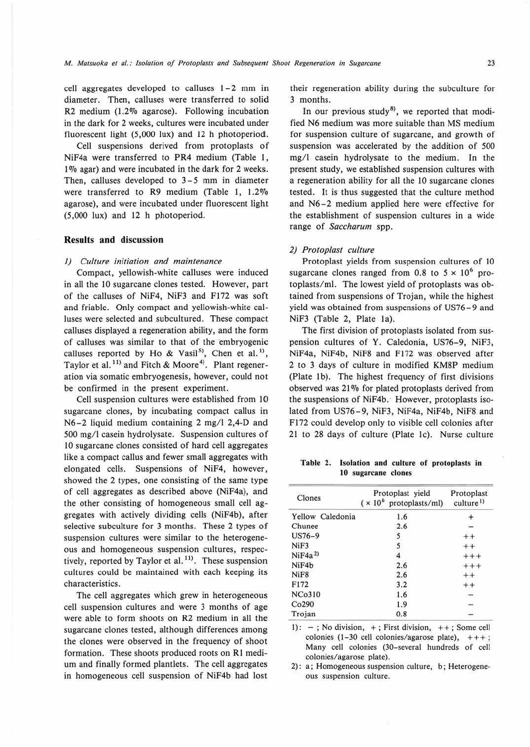cell aggregates developed to calluses 1–2 mm in diameter. Then, calluses were transferred to solid R2 medium (1.2% agarose). Following incubation in the dark for 2 weeks, cultures were incubated under fluorescent light (5,000 lux) and 12 h photoperiod.

Cell suspensions derived from protoplasts of NiF4a were transferred to PR4 medium (Table 1, 1% agar) and were incubated in the dark for 2 weeks. Then, calluses developed to 3–5 mm in diameter were transferred to R9 medium (Table 1, 1.2% agarose), and were incubated under fluorescent light (5,000 lux) and 12 h photoperiod.

## Results and discussion

### 1) Culture initiation and maintenance

Compact, yellowish-white calluses were induced in all the 10 sugarcane clones tested. However, part of the calluses of NiF4, NiF3 and F172 was soft and friable. Only compact and yellowish-white calluses were selected and subcultured. These compact calluses displayed a regeneration ability, and the form of calluses was similar to that of the embryogenic calluses reported by Ho & Vasil[5], Chen et al.[1], Taylor et al.[11] and Fitch & Moore[4]. Plant regeneration via somatic embryogenesis, however, could not be confirmed in the present experiment.

Cell suspension cultures were established from 10 sugarcane clones, by incubating compact callus in N6-2 liquid medium containing 2 mg/l 2,4-D and 500 mg/l casein hydrolysate. Suspension cultures of 10 sugarcane clones consisted of hard cell aggregates like a compact callus and fewer small aggregates with elongated cells. Suspensions of NiF4, however, showed the 2 types, one consisting of the same type of cell aggregates as described above (NiF4a), and the other consisting of homogeneous small cell aggregates with actively dividing cells (NiF4b), after selective subculture for 3 months. These 2 types of suspension cultures were similar to the heterogeneous and homogeneous suspension cultures, respectively, reported by Taylor et al.[11]. These suspension cultures could be maintained with each keeping its characteristics.

The cell aggregates which grew in heterogeneous cell suspension cultures and were 3 months of age were able to form shoots on R2 medium in all the sugarcane clones tested, although differences among the clones were observed in the frequency of shoot formation. These shoots produced roots on R1 medium and finally formed plantlets. The cell aggregates in homogeneous cell suspension of NiF4b had lost their regeneration ability during the subculture for 3 months.

In our previous study[8], we reported that modified N6 medium was more suitable than MS medium for suspension culture of sugarcane, and growth of suspension was accelerated by the addition of 500 mg/l casein hydrolysate to the medium. In the present study, we established suspension cultures with a regeneration ability for all the 10 sugarcane clones tested. It is thus suggested that the culture method and N6-2 medium applied here were effective for the establishment of suspension cultures in a wide range of *Saccharum* spp.

### 2) Protoplast culture

Protoplast yields from suspension cultures of 10 sugarcane clones ranged from 0.8 to $5 \times 10^6$ protoplasts/ml. The lowest yield of protoplasts was obtained from suspensions of Trojan, while the highest yield was obtained from suspensions of US76-9 and NiF3 (Table 2, Plate 1a).

The first division of protoplasts isolated from suspension cultures of Y. Caledonia, US76-9, NiF3, NiF4a, NiF4b, NiF8 and F172 was observed after 2 to 3 days of culture in modified KM8P medium (Plate 1b). The highest frequency of first divisions observed was 21% for plated protoplasts derived from the suspensions of NiF4b. However, protoplasts isolated from US76-9, NiF3, NiF4a, NiF4b, NiF8 and F172 could develop only to visible cell colonies after 21 to 28 days of culture (Plate 1c). Nurse culture

**Table 2. Isolation and culture of protoplasts in 10 sugarcane clones**

| Clones | Protoplast yield ($\times 10^6$ protoplasts/ml) | Protoplast culture[1)] |
|---|---|---|
| Yellow Caledonia | 1.6 | + |
| Chunee | 2.6 | − |
| US76-9 | 5 | ++ |
| NiF3 | 5 | ++ |
| NiF4a[2)] | 4 | +++ |
| NiF4b | 2.6 | +++ |
| NiF8 | 2.6 | ++ |
| F172 | 3.2 | ++ |
| NCo310 | 1.6 | − |
| Co290 | 1.9 | − |
| Trojan | 0.8 | − |

1): − ; No division, + ; First division, ++ ; Some cell colonies (1–30 cell colonies/agarose plate), +++ ; Many cell colonies (30–several hundreds of cell colonies/agarose plate).

2): a; Homogeneous suspension culture, b; Heterogeneous suspension culture.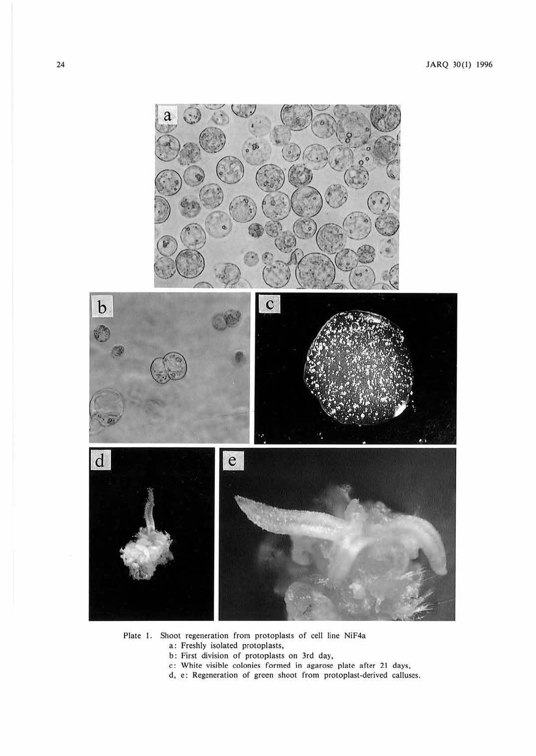Plate 1. Shoot regeneration from protoplasts of cell line NiF4a

a: Freshly isolated protoplasts,

b: First division of protoplasts on 3rd day,

c: White visible colonies formed in agarose plate after 21 days,

d, e: Regeneration of green shoot from protoplast-derived calluses.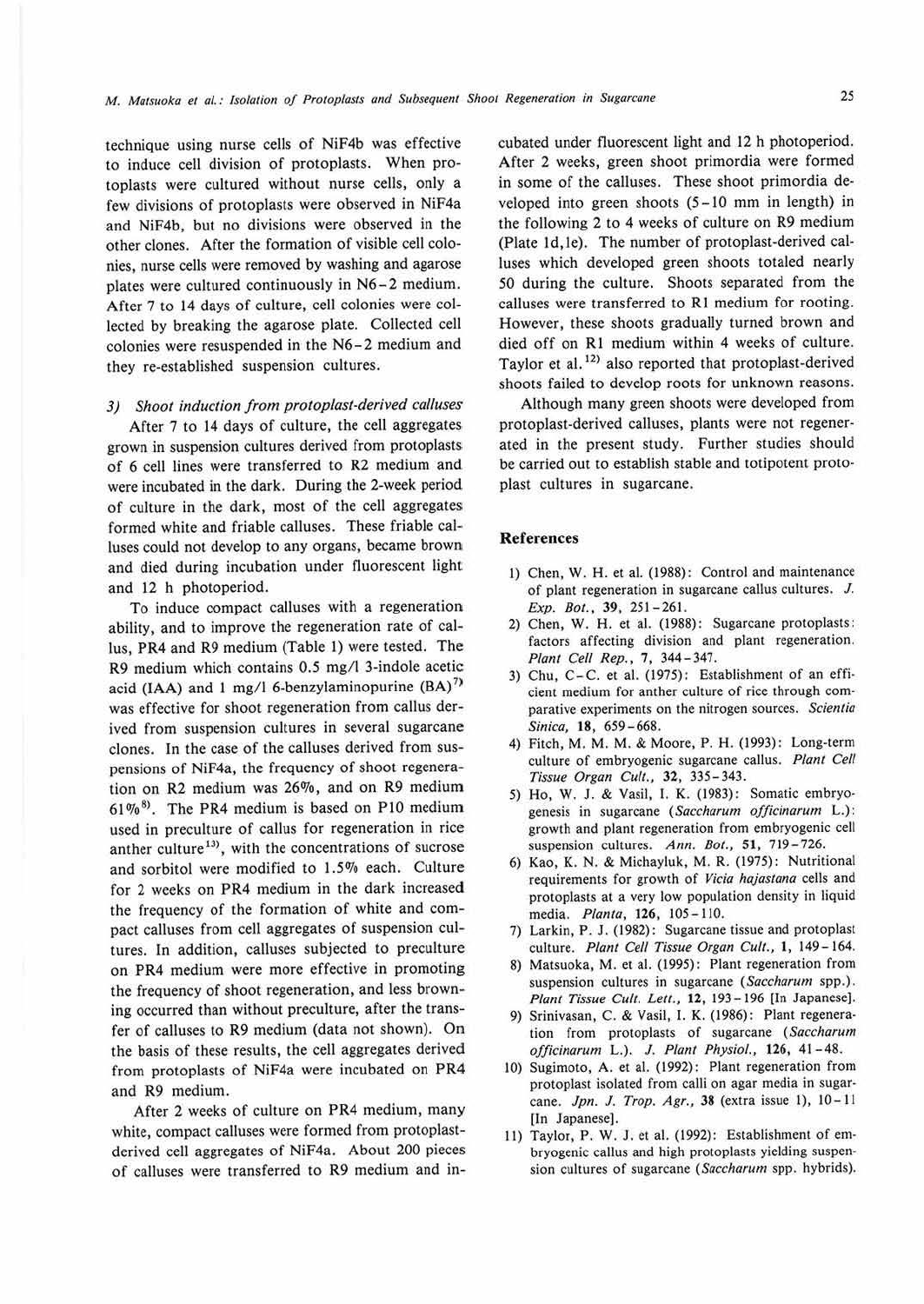technique using nurse cells of NiF4b was effective to induce cell division of protoplasts. When protoplasts were cultured without nurse cells, only a few divisions of protoplasts were observed in NiF4a and NiF4b, but no divisions were observed in the other clones. After the formation of visible cell colonies, nurse cells were removed by washing and agarose plates were cultured continuously in N6-2 medium. After 7 to 14 days of culture, cell colonies were collected by breaking the agarose plate. Collected cell colonies were resuspended in the N6-2 medium and they re-established suspension cultures.

### 3) *Shoot induction from protoplast-derived calluses*

After 7 to 14 days of culture, the cell aggregates grown in suspension cultures derived from protoplasts of 6 cell lines were transferred to R2 medium and were incubated in the dark. During the 2-week period of culture in the dark, most of the cell aggregates formed white and friable calluses. These friable calluses could not develop to any organs, became brown and died during incubation under fluorescent light and 12 h photoperiod.

To induce compact calluses with a regeneration ability, and to improve the regeneration rate of callus, PR4 and R9 medium (Table 1) were tested. The R9 medium which contains 0.5 mg/l 3-indole acetic acid (IAA) and 1 mg/l 6-benzylaminopurine (BA)[7] was effective for shoot regeneration from callus derived from suspension cultures in several sugarcane clones. In the case of the calluses derived from suspensions of NiF4a, the frequency of shoot regeneration on R2 medium was 26%, and on R9 medium 61%[8]. The PR4 medium is based on P10 medium used in preculture of callus for regeneration in rice anther culture[13], with the concentrations of sucrose and sorbitol were modified to 1.5% each. Culture for 2 weeks on PR4 medium in the dark increased the frequency of the formation of white and compact calluses from cell aggregates of suspension cultures. In addition, calluses subjected to preculture on PR4 medium were more effective in promoting the frequency of shoot regeneration, and less browning occurred than without preculture, after the transfer of calluses to R9 medium (data not shown). On the basis of these results, the cell aggregates derived from protoplasts of NiF4a were incubated on PR4 and R9 medium.

After 2 weeks of culture on PR4 medium, many white, compact calluses were formed from protoplast-derived cell aggregates of NiF4a. About 200 pieces of calluses were transferred to R9 medium and incubated under fluorescent light and 12 h photoperiod. After 2 weeks, green shoot primordia were formed in some of the calluses. These shoot primordia developed into green shoots (5-10 mm in length) in the following 2 to 4 weeks of culture on R9 medium (Plate 1d, 1e). The number of protoplast-derived calluses which developed green shoots totaled nearly 50 during the culture. Shoots separated from the calluses were transferred to R1 medium for rooting. However, these shoots gradually turned brown and died off on R1 medium within 4 weeks of culture. Taylor et al.[12] also reported that protoplast-derived shoots failed to develop roots for unknown reasons.

Although many green shoots were developed from protoplast-derived calluses, plants were not regenerated in the present study. Further studies should be carried out to establish stable and totipotent protoplast cultures in sugarcane.

## References

1) Chen, W. H. et al. (1988): Control and maintenance of plant regeneration in sugarcane callus cultures. *J. Exp. Bot.*, **39**, 251-261.
2) Chen, W. H. et al. (1988): Sugarcane protoplasts: factors affecting division and plant regeneration. *Plant Cell Rep.*, **7**, 344-347.
3) Chu, C-C. et al. (1975): Establishment of an efficient medium for anther culture of rice through comparative experiments on the nitrogen sources. *Scientia Sinica*, **18**, 659-668.
4) Fitch, M. M. M. & Moore, P. H. (1993): Long-term culture of embryogenic sugarcane callus. *Plant Cell Tissue Organ Cult.*, **32**, 335-343.
5) Ho, W. J. & Vasil, I. K. (1983): Somatic embryogenesis in sugarcane (*Saccharum officinarum* L.): growth and plant regeneration from embryogenic cell suspension cultures. *Ann. Bot.*, **51**, 719-726.
6) Kao, K. N. & Michayluk, M. R. (1975): Nutritional requirements for growth of *Vicia hajastana* cells and protoplasts at a very low population density in liquid media. *Planta*, **126**, 105-110.
7) Larkin, P. J. (1982): Sugarcane tissue and protoplast culture. *Plant Cell Tissue Organ Cult.*, **1**, 149-164.
8) Matsuoka, M. et al. (1995): Plant regeneration from suspension cultures in sugarcane (*Saccharum* spp.). *Plant Tissue Cult. Lett.*, **12**, 193-196 [In Japanese].
9) Srinivasan, C. & Vasil, I. K. (1986): Plant regeneration from protoplasts of sugarcane (*Saccharum officinarum* L.). *J. Plant Physiol.*, **126**, 41-48.
10) Sugimoto, A. et al. (1992): Plant regeneration from protoplast isolated from calli on agar media in sugarcane. *Jpn. J. Trop. Agr.*, **38** (extra issue 1), 10-11 [In Japanese].
11) Taylor, P. W. J. et al. (1992): Establishment of embryogenic callus and high protoplasts yielding suspension cultures of sugarcane (*Saccharum* spp. hybrids).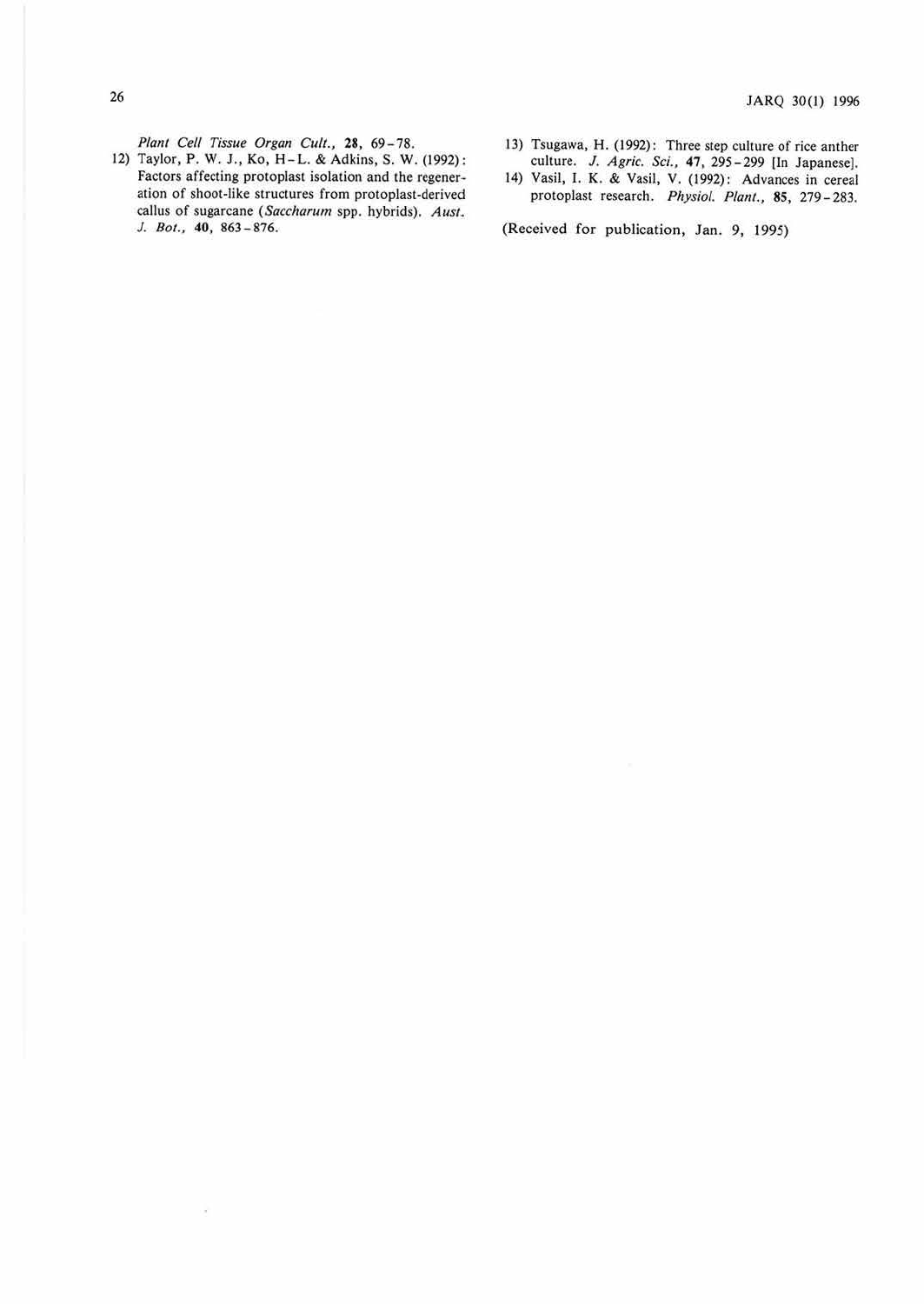*Plant Cell Tissue Organ Cult.*, **28**, 69–78.

12) Taylor, P. W. J., Ko, H–L. & Adkins, S. W. (1992): Factors affecting protoplast isolation and the regeneration of shoot-like structures from protoplast-derived callus of sugarcane (*Saccharum* spp. hybrids). *Aust. J. Bot.*, **40**, 863–876.

13) Tsugawa, H. (1992): Three step culture of rice anther culture. *J. Agric. Sci.*, **47**, 295–299 [In Japanese].

14) Vasil, I. K. & Vasil, V. (1992): Advances in cereal protoplast research. *Physiol. Plant.*, **85**, 279–283.

(Received for publication, Jan. 9, 1995)